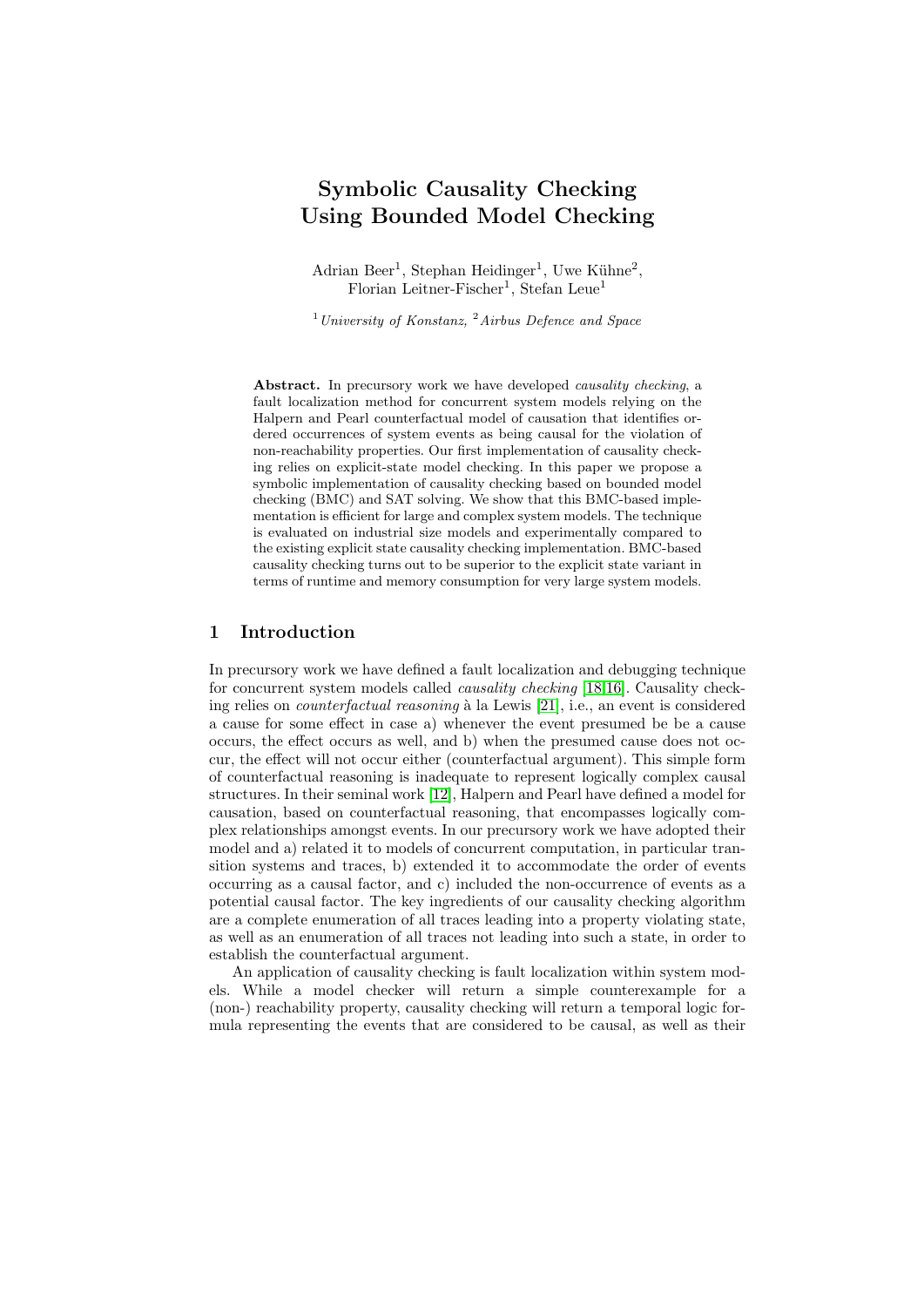# Symbolic Causality Checking Using Bounded Model Checking

Adrian Beer[1], Stephan Heidinger[1], Uwe Kühne[2], Florian Leitner-Fischer[1], Stefan Leue[1]

[1] *University of Konstanz*, [2] *Airbus Defence and Space*

**Abstract.** In precursory work we have developed *causality checking*, a fault localization method for concurrent system models relying on the Halpern and Pearl counterfactual model of causation that identifies ordered occurrences of system events as being causal for the violation of non-reachability properties. Our first implementation of causality checking relies on explicit-state model checking. In this paper we propose a symbolic implementation of causality checking based on bounded model checking (BMC) and SAT solving. We show that this BMC-based implementation is efficient for large and complex system models. The technique is evaluated on industrial size models and experimentally compared to the existing explicit state causality checking implementation. BMC-based causality checking turns out to be superior to the explicit state variant in terms of runtime and memory consumption for very large system models.

## 1 Introduction

In precursory work we have defined a fault localization and debugging technique for concurrent system models called *causality checking* [18,16]. Causality checking relies on *counterfactual reasoning* à la Lewis [21], i.e., an event is considered a cause for some effect in case a) whenever the event presumed be be a cause occurs, the effect occurs as well, and b) when the presumed cause does not occur, the effect will not occur either (counterfactual argument). This simple form of counterfactual reasoning is inadequate to represent logically complex causal structures. In their seminal work [12], Halpern and Pearl have defined a model for causation, based on counterfactual reasoning, that encompasses logically complex relationships amongst events. In our precursory work we have adopted their model and a) related it to models of concurrent computation, in particular transition systems and traces, b) extended it to accommodate the order of events occurring as a causal factor, and c) included the non-occurrence of events as a potential causal factor. The key ingredients of our causality checking algorithm are a complete enumeration of all traces leading into a property violating state, as well as an enumeration of all traces not leading into such a state, in order to establish the counterfactual argument.

An application of causality checking is fault localization within system models. While a model checker will return a simple counterexample for a (non-) reachability property, causality checking will return a temporal logic formula representing the events that are considered to be causal, as well as their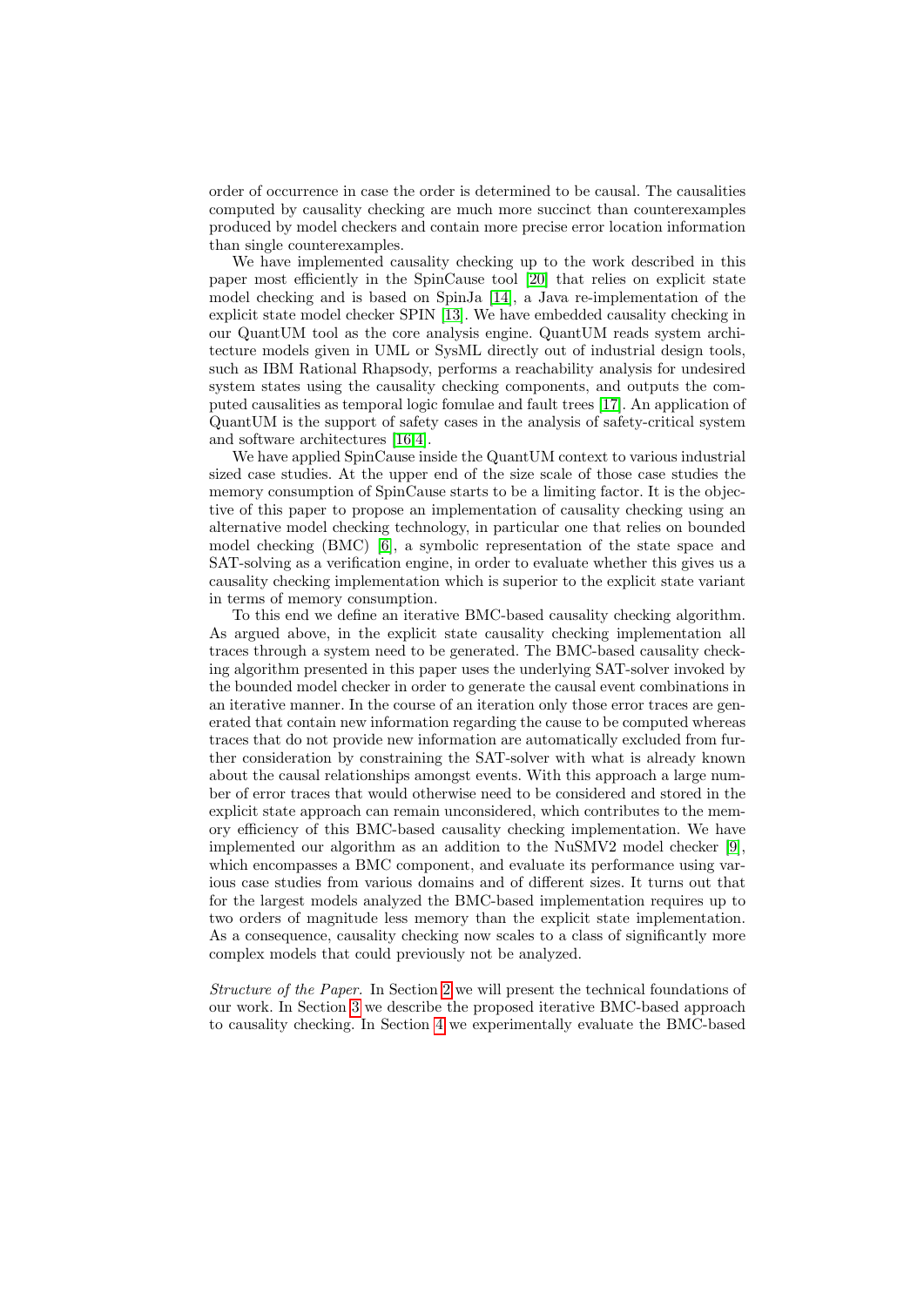order of occurrence in case the order is determined to be causal. The causalities computed by causality checking are much more succinct than counterexamples produced by model checkers and contain more precise error location information than single counterexamples.

We have implemented causality checking up to the work described in this paper most efficiently in the SpinCause tool [20] that relies on explicit state model checking and is based on SpinJa [14], a Java re-implementation of the explicit state model checker SPIN [13]. We have embedded causality checking in our QuantUM tool as the core analysis engine. QuantUM reads system architecture models given in UML or SysML directly out of industrial design tools, such as IBM Rational Rhapsody, performs a reachability analysis for undesired system states using the causality checking components, and outputs the computed causalities as temporal logic fomulae and fault trees [17]. An application of QuantUM is the support of safety cases in the analysis of safety-critical system and software architectures [16,4].

We have applied SpinCause inside the QuantUM context to various industrial sized case studies. At the upper end of the size scale of those case studies the memory consumption of SpinCause starts to be a limiting factor. It is the objective of this paper to propose an implementation of causality checking using an alternative model checking technology, in particular one that relies on bounded model checking (BMC) [6], a symbolic representation of the state space and SAT-solving as a verification engine, in order to evaluate whether this gives us a causality checking implementation which is superior to the explicit state variant in terms of memory consumption.

To this end we define an iterative BMC-based causality checking algorithm. As argued above, in the explicit state causality checking implementation all traces through a system need to be generated. The BMC-based causality checking algorithm presented in this paper uses the underlying SAT-solver invoked by the bounded model checker in order to generate the causal event combinations in an iterative manner. In the course of an iteration only those error traces are generated that contain new information regarding the cause to be computed whereas traces that do not provide new information are automatically excluded from further consideration by constraining the SAT-solver with what is already known about the causal relationships amongst events. With this approach a large number of error traces that would otherwise need to be considered and stored in the explicit state approach can remain unconsidered, which contributes to the memory efficiency of this BMC-based causality checking implementation. We have implemented our algorithm as an addition to the NuSMV2 model checker [9], which encompasses a BMC component, and evaluate its performance using various case studies from various domains and of different sizes. It turns out that for the largest models analyzed the BMC-based implementation requires up to two orders of magnitude less memory than the explicit state implementation. As a consequence, causality checking now scales to a class of significantly more complex models that could previously not be analyzed.

*Structure of the Paper.* In Section 2 we will present the technical foundations of our work. In Section 3 we describe the proposed iterative BMC-based approach to causality checking. In Section 4 we experimentally evaluate the BMC-based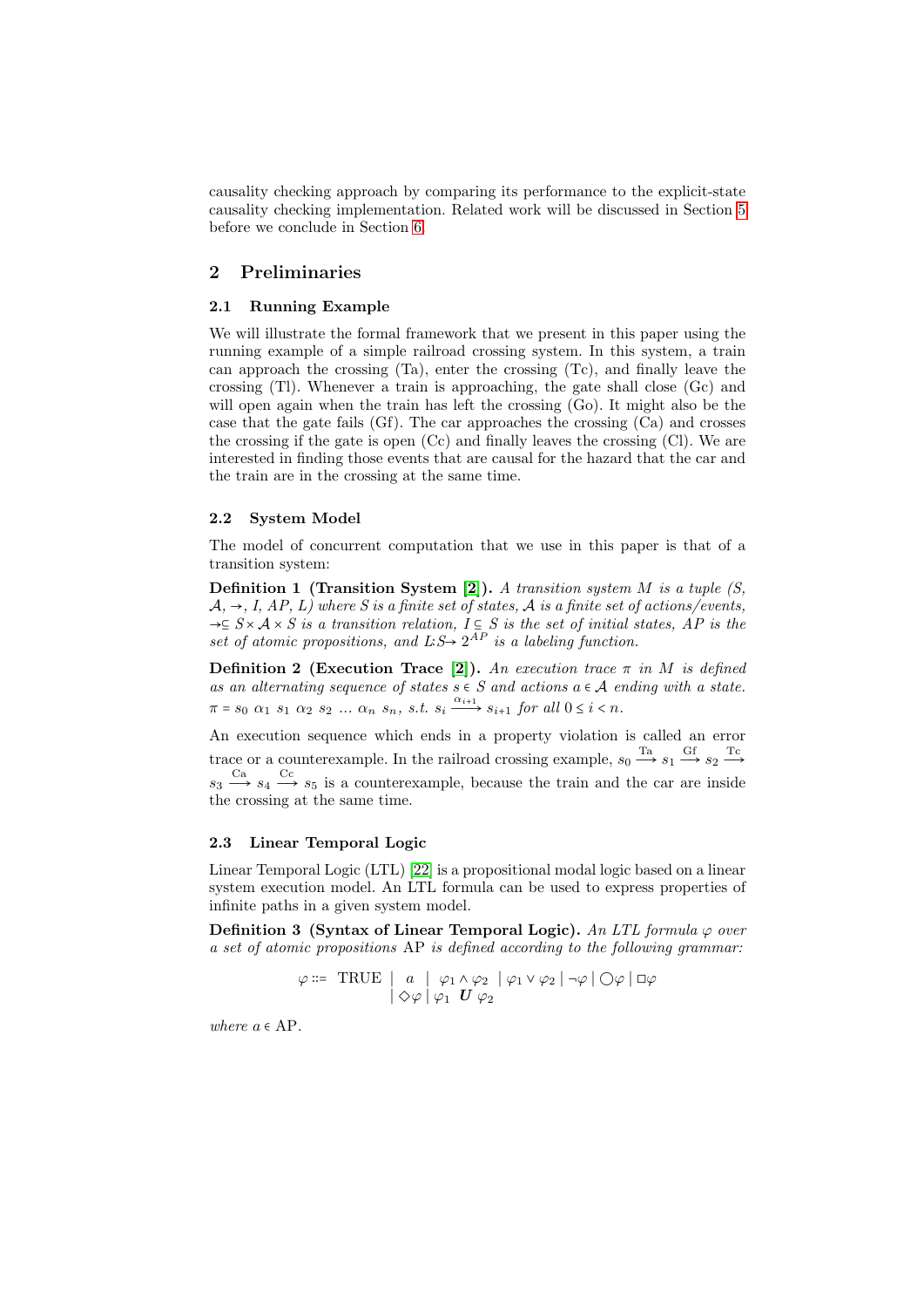causality checking approach by comparing its performance to the explicit-state causality checking implementation. Related work will be discussed in Section 5 before we conclude in Section 6.

## 2 Preliminaries

### 2.1 Running Example

We will illustrate the formal framework that we present in this paper using the running example of a simple railroad crossing system. In this system, a train can approach the crossing (Ta), enter the crossing (Tc), and finally leave the crossing (Tl). Whenever a train is approaching, the gate shall close (Gc) and will open again when the train has left the crossing (Go). It might also be the case that the gate fails (Gf). The car approaches the crossing (Ca) and crosses the crossing if the gate is open (Cc) and finally leaves the crossing (Cl). We are interested in finding those events that are causal for the hazard that the car and the train are in the crossing at the same time.

### 2.2 System Model

The model of concurrent computation that we use in this paper is that of a transition system:

**Definition 1 (Transition System [2]).** *A transition system $M$ is a tuple $(S, \mathcal{A}, \rightarrow, I, AP, L)$ where $S$ is a finite set of states, $\mathcal{A}$ is a finite set of actions/events, $\rightarrow \subseteq S \times \mathcal{A} \times S$ is a transition relation, $I \subseteq S$ is the set of initial states, $AP$ is the set of atomic propositions, and $L{:}S \rightarrow 2^{AP}$ is a labeling function.*

**Definition 2 (Execution Trace [2]).** *An execution trace $\pi$ in $M$ is defined as an alternating sequence of states $s \in S$ and actions $a \in \mathcal{A}$ ending with a state. $\pi = s_0\ \alpha_1\ s_1\ \alpha_2\ s_2\ \ldots\ \alpha_n\ s_n$, s.t. $s_i \xrightarrow{\alpha_{i+1}} s_{i+1}$ for all $0 \leq i < n$.*

An execution sequence which ends in a property violation is called an error trace or a counterexample. In the railroad crossing example, $s_0 \xrightarrow{\text{Ta}} s_1 \xrightarrow{\text{Gf}} s_2 \xrightarrow{\text{Tc}} s_3 \xrightarrow{\text{Ca}} s_4 \xrightarrow{\text{Cc}} s_5$ is a counterexample, because the train and the car are inside the crossing at the same time.

### 2.3 Linear Temporal Logic

Linear Temporal Logic (LTL) [22] is a propositional modal logic based on a linear system execution model. An LTL formula can be used to express properties of infinite paths in a given system model.

**Definition 3 (Syntax of Linear Temporal Logic).** *An LTL formula $\varphi$ over a set of atomic propositions AP is defined according to the following grammar:*

$$\varphi ::= \text{TRUE} \mid a \mid \varphi_1 \wedge \varphi_2 \mid \varphi_1 \vee \varphi_2 \mid \neg\varphi \mid \bigcirc\varphi \mid \Box\varphi \mid \Diamond\varphi \mid \varphi_1\ \boldsymbol{U}\ \varphi_2$$

*where $a \in$ AP.*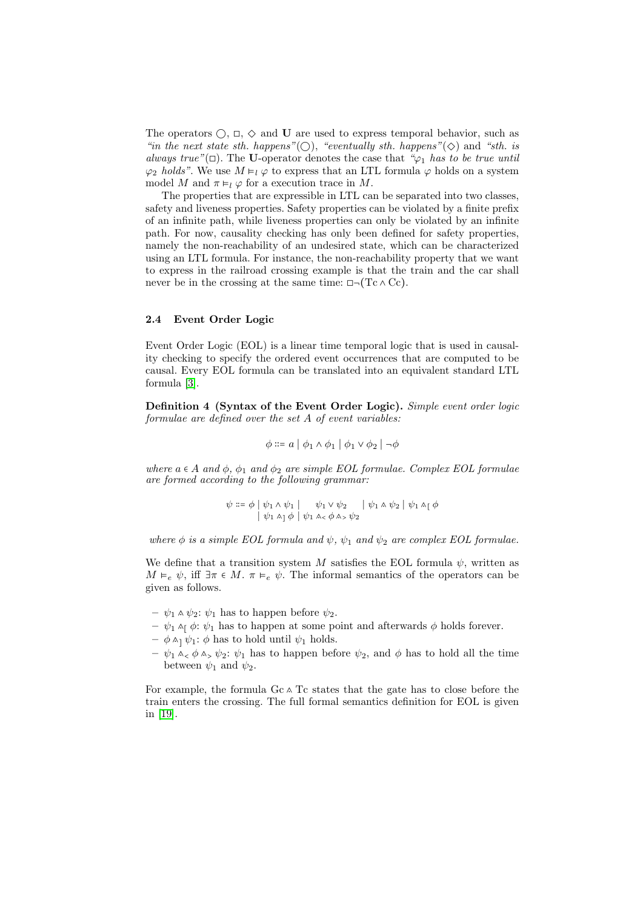The operators $\bigcirc$, $\Box$, $\Diamond$ and **U** are used to express temporal behavior, such as *"in the next state sth. happens"*($\bigcirc$), *"eventually sth. happens"*($\Diamond$) and *"sth. is always true"*($\Box$). The **U**-operator denotes the case that *"$\varphi_1$ has to be true until $\varphi_2$ holds"*. We use $M \vDash_l \varphi$ to express that an LTL formula $\varphi$ holds on a system model $M$ and $\pi \vDash_l \varphi$ for a execution trace in $M$.

The properties that are expressible in LTL can be separated into two classes, safety and liveness properties. Safety properties can be violated by a finite prefix of an infinite path, while liveness properties can only be violated by an infinite path. For now, causality checking has only been defined for safety properties, namely the non-reachability of an undesired state, which can be characterized using an LTL formula. For instance, the non-reachability property that we want to express in the railroad crossing example is that the train and the car shall never be in the crossing at the same time: $\Box\neg(\mathrm{Tc} \wedge \mathrm{Cc})$.

### 2.4 Event Order Logic

Event Order Logic (EOL) is a linear time temporal logic that is used in causality checking to specify the ordered event occurrences that are computed to be causal. Every EOL formula can be translated into an equivalent standard LTL formula [3].

**Definition 4 (Syntax of the Event Order Logic).** *Simple event order logic formulae are defined over the set $A$ of event variables:*

$$\phi ::= a \mid \phi_1 \wedge \phi_1 \mid \phi_1 \vee \phi_2 \mid \neg\phi$$

*where $a \in A$ and $\phi$, $\phi_1$ and $\phi_2$ are simple EOL formulae. Complex EOL formulae are formed according to the following grammar:*

$$\psi ::= \phi \mid \psi_1 \wedge \psi_1 \mid \psi_1 \vee \psi_2 \mid \psi_1 \curlywedge \psi_2 \mid \psi_1 \curlywedge_{[} \phi \mid \psi_1 \curlywedge_{]} \phi \mid \psi_1 \curlywedge_{<} \phi \curlywedge_{>} \psi_2$$

*where $\phi$ is a simple EOL formula and $\psi$, $\psi_1$ and $\psi_2$ are complex EOL formulae.*

We define that a transition system $M$ satisfies the EOL formula $\psi$, written as $M \vDash_e \psi$, iff $\exists \pi \in M.\ \pi \vDash_e \psi$. The informal semantics of the operators can be given as follows.

- $\psi_1 \curlywedge \psi_2$: $\psi_1$ has to happen before $\psi_2$.
- $\psi_1 \curlywedge_{[} \phi$: $\psi_1$ has to happen at some point and afterwards $\phi$ holds forever.
- $\phi \curlywedge_{]} \psi_1$: $\phi$ has to hold until $\psi_1$ holds.
- $\psi_1 \curlywedge_{<} \phi \curlywedge_{>} \psi_2$: $\psi_1$ has to happen before $\psi_2$, and $\phi$ has to hold all the time between $\psi_1$ and $\psi_2$.

For example, the formula $\mathrm{Gc} \curlywedge \mathrm{Tc}$ states that the gate has to close before the train enters the crossing. The full formal semantics definition for EOL is given in [19].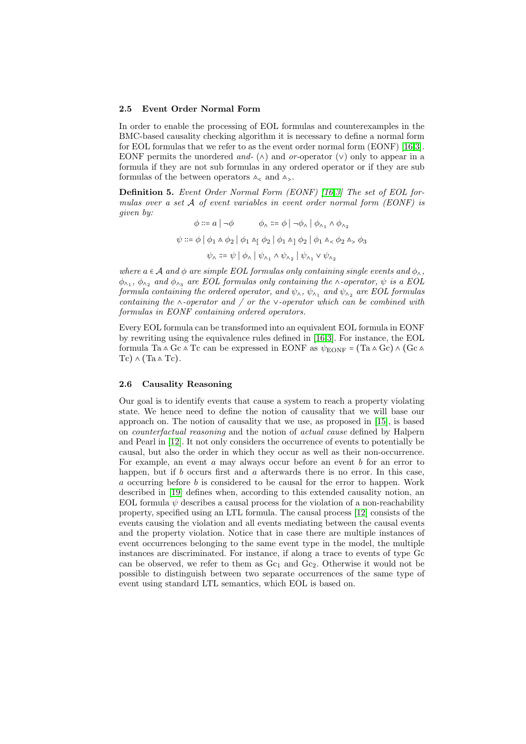### 2.5 Event Order Normal Form

In order to enable the processing of EOL formulas and counterexamples in the BMC-based causality checking algorithm it is necessary to define a normal form for EOL formulas that we refer to as the event order normal form (EONF) [16,3]. EONF permits the unordered *and-* ($\wedge$) and *or*-operator ($\vee$) only to appear in a formula if they are not sub formulas in any ordered operator or if they are sub formulas of the between operators $\mathbin{\wedge\!\!\!\!\cdot}_<$ and $\mathbin{\wedge\!\!\!\!\cdot}_>$.

**Definition 5.** *Event Order Normal Form (EONF) [16,3] The set of EOL formulas over a set $\mathcal{A}$ of event variables in event order normal form (EONF) is given by:*

$$\phi ::= a \mid \neg\phi \qquad \phi_\wedge ::= \phi \mid \neg\phi_\wedge \mid \phi_{\wedge_1} \wedge \phi_{\wedge_2}$$

$$\psi ::= \phi \mid \phi_1 \mathbin{\dot\wedge} \phi_2 \mid \phi_1 \mathbin{\dot\wedge}_{[} \phi_2 \mid \phi_1 \mathbin{\dot\wedge}_{]} \phi_2 \mid \phi_1 \mathbin{\dot\wedge}_< \phi_2 \mathbin{\dot\wedge}_> \phi_3$$

$$\psi_\wedge ::= \psi \mid \phi_\wedge \mid \psi_{\wedge_1} \wedge \psi_{\wedge_2} \mid \psi_{\wedge_1} \vee \psi_{\wedge_2}$$

*where $a \in \mathcal{A}$ and $\phi$ are simple EOL formulas only containing single events and $\phi_\wedge$, $\phi_{\wedge_1}$, $\phi_{\wedge_2}$ and $\phi_{\wedge_3}$ are EOL formulas only containing the $\wedge$-operator, $\psi$ is a EOL formula containing the ordered operator, and $\psi_\wedge$, $\psi_{\wedge_1}$ and $\psi_{\wedge_2}$ are EOL formulas containing the $\wedge$-operator and / or the $\vee$-operator which can be combined with formulas in EONF containing ordered operators.*

Every EOL formula can be transformed into an equivalent EOL formula in EONF by rewriting using the equivalence rules defined in [16,3]. For instance, the EOL formula $\mathrm{Ta} \mathbin{\dot\wedge} \mathrm{Gc} \mathbin{\dot\wedge} \mathrm{Tc}$ can be expressed in EONF as $\psi_{\mathrm{EONF}} = (\mathrm{Ta} \mathbin{\dot\wedge} \mathrm{Gc}) \wedge (\mathrm{Gc} \mathbin{\dot\wedge} \mathrm{Tc}) \wedge (\mathrm{Ta} \mathbin{\dot\wedge} \mathrm{Tc})$.

### 2.6 Causality Reasoning

Our goal is to identify events that cause a system to reach a property violating state. We hence need to define the notion of causality that we will base our approach on. The notion of causality that we use, as proposed in [15], is based on *counterfactual reasoning* and the notion of *actual cause* defined by Halpern and Pearl in [12]. It not only considers the occurrence of events to potentially be causal, but also the order in which they occur as well as their non-occurrence. For example, an event $a$ may always occur before an event $b$ for an error to happen, but if $b$ occurs first and $a$ afterwards there is no error. In this case, $a$ occurring before $b$ is considered to be causal for the error to happen. Work described in [19] defines when, according to this extended causality notion, an EOL formula $\psi$ describes a causal process for the violation of a non-reachability property, specified using an LTL formula. The causal process [12] consists of the events causing the violation and all events mediating between the causal events and the property violation. Notice that in case there are multiple instances of event occurrences belonging to the same event type in the model, the multiple instances are discriminated. For instance, if along a trace to events of type Gc can be observed, we refer to them as $\mathrm{Gc}_1$ and $\mathrm{Gc}_2$. Otherwise it would not be possible to distinguish between two separate occurrences of the same type of event using standard LTL semantics, which EOL is based on.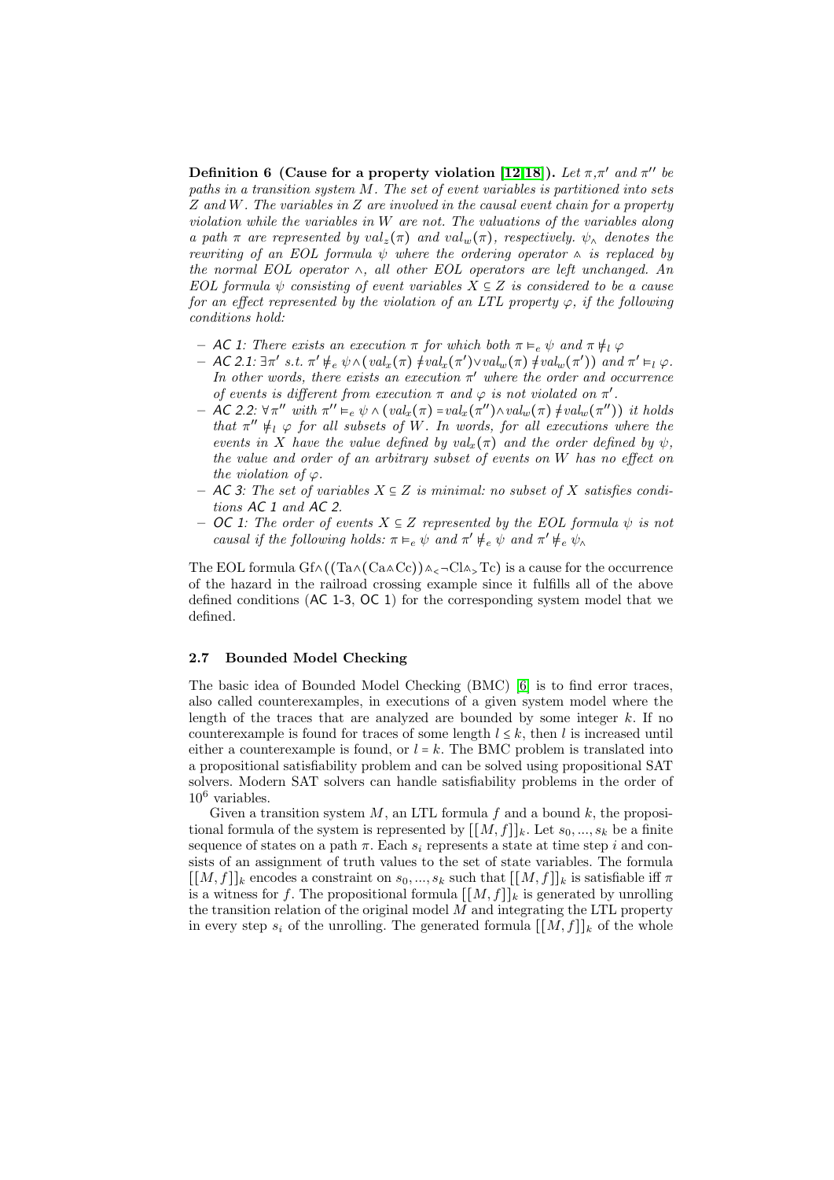**Definition 6 (Cause for a property violation [12,18]).** *Let $\pi$,$\pi'$ and $\pi''$ be paths in a transition system $M$. The set of event variables is partitioned into sets $Z$ and $W$. The variables in $Z$ are involved in the causal event chain for a property violation while the variables in $W$ are not. The valuations of the variables along a path $\pi$ are represented by $val_z(\pi)$ and $val_w(\pi)$, respectively. $\psi_\wedge$ denotes the rewriting of an EOL formula $\psi$ where the ordering operator $\curlywedge$ is replaced by the normal EOL operator $\wedge$, all other EOL operators are left unchanged. An EOL formula $\psi$ consisting of event variables $X \subseteq Z$ is considered to be a cause for an effect represented by the violation of an LTL property $\varphi$, if the following conditions hold:*

- *AC 1: There exists an execution $\pi$ for which both $\pi \vDash_e \psi$ and $\pi \nvDash_l \varphi$*
- *AC 2.1: $\exists \pi'$ s.t. $\pi' \nvDash_e \psi \wedge (val_x(\pi) \neq val_x(\pi') \vee val_w(\pi) \neq val_w(\pi'))$ and $\pi' \vDash_l \varphi$. In other words, there exists an execution $\pi'$ where the order and occurrence of events is different from execution $\pi$ and $\varphi$ is not violated on $\pi'$.*
- *AC 2.2: $\forall \pi''$ with $\pi'' \vDash_e \psi \wedge (val_x(\pi) = val_x(\pi'') \wedge val_w(\pi) \neq val_w(\pi''))$ it holds that $\pi'' \nvDash_l \varphi$ for all subsets of $W$. In words, for all executions where the events in $X$ have the value defined by $val_x(\pi)$ and the order defined by $\psi$, the value and order of an arbitrary subset of events on $W$ has no effect on the violation of $\varphi$.*
- *AC 3: The set of variables $X \subseteq Z$ is minimal: no subset of $X$ satisfies conditions AC 1 and AC 2.*
- *OC 1: The order of events $X \subseteq Z$ represented by the EOL formula $\psi$ is not causal if the following holds: $\pi \vDash_e \psi$ and $\pi' \nvDash_e \psi$ and $\pi' \nvDash_e \psi_\wedge$*

The EOL formula $\mathrm{Gf} \wedge ((\mathrm{Ta} \wedge (\mathrm{Ca} \curlywedge \mathrm{Cc})) \curlywedge_< \neg \mathrm{Cl} \curlywedge_> \mathrm{Tc})$ is a cause for the occurrence of the hazard in the railroad crossing example since it fulfills all of the above defined conditions (AC 1-3, OC 1) for the corresponding system model that we defined.

### 2.7 Bounded Model Checking

The basic idea of Bounded Model Checking (BMC) [6] is to find error traces, also called counterexamples, in executions of a given system model where the length of the traces that are analyzed are bounded by some integer $k$. If no counterexample is found for traces of some length $l \leq k$, then $l$ is increased until either a counterexample is found, or $l = k$. The BMC problem is translated into a propositional satisfiability problem and can be solved using propositional SAT solvers. Modern SAT solvers can handle satisfiability problems in the order of $10^6$ variables.

Given a transition system $M$, an LTL formula $f$ and a bound $k$, the propositional formula of the system is represented by $[[M,f]]_k$. Let $s_0, ..., s_k$ be a finite sequence of states on a path $\pi$. Each $s_i$ represents a state at time step $i$ and consists of an assignment of truth values to the set of state variables. The formula $[[M,f]]_k$ encodes a constraint on $s_0, ..., s_k$ such that $[[M,f]]_k$ is satisfiable iff $\pi$ is a witness for $f$. The propositional formula $[[M,f]]_k$ is generated by unrolling the transition relation of the original model $M$ and integrating the LTL property in every step $s_i$ of the unrolling. The generated formula $[[M,f]]_k$ of the whole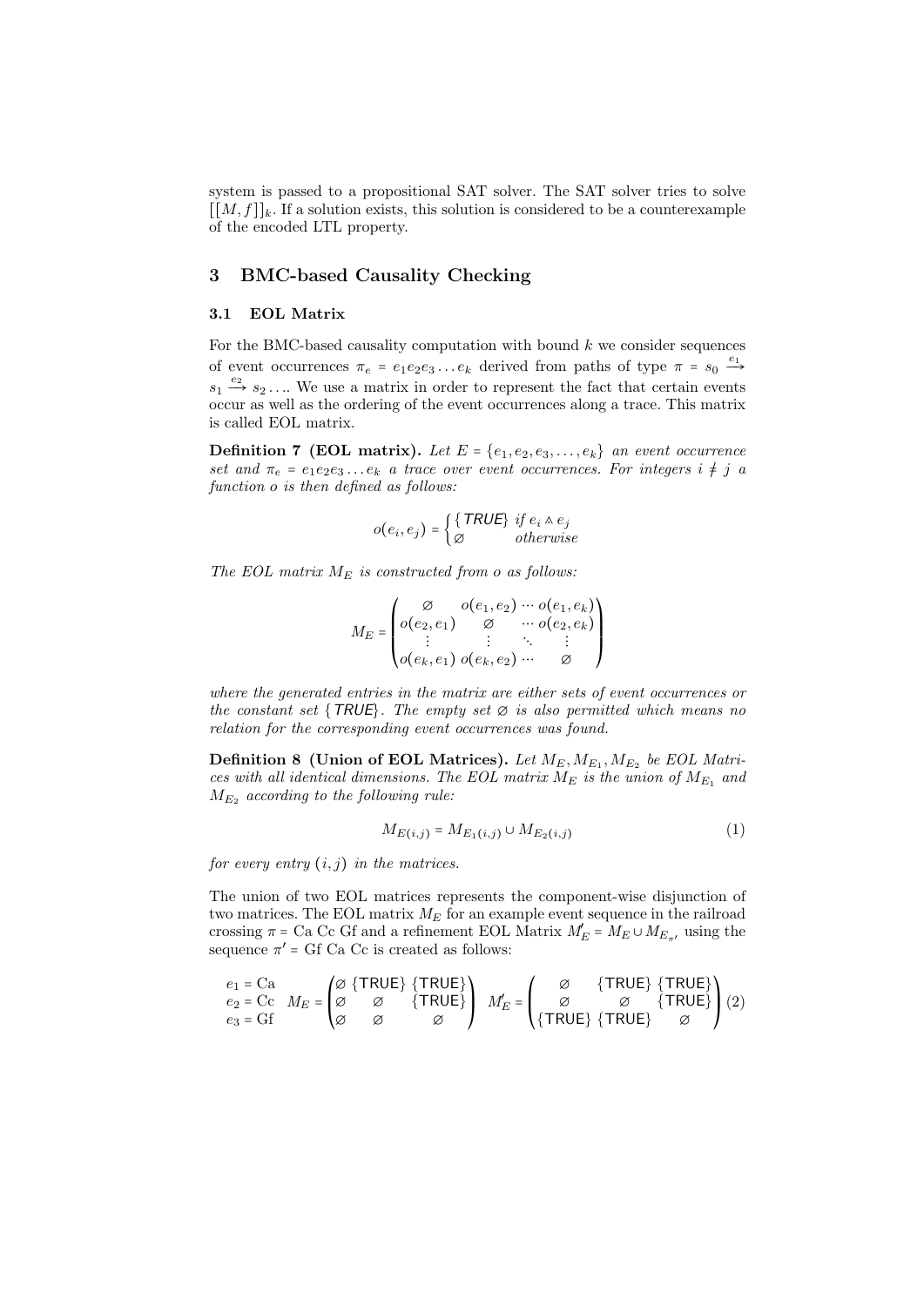system is passed to a propositional SAT solver. The SAT solver tries to solve $[[M, f]]_k$. If a solution exists, this solution is considered to be a counterexample of the encoded LTL property.

## 3 BMC-based Causality Checking

### 3.1 EOL Matrix

For the BMC-based causality computation with bound $k$ we consider sequences of event occurrences $\pi_e = e_1 e_2 e_3 \dots e_k$ derived from paths of type $\pi = s_0 \xrightarrow{e_1} s_1 \xrightarrow{e_2} s_2 \dots$. We use a matrix in order to represent the fact that certain events occur as well as the ordering of the event occurrences along a trace. This matrix is called EOL matrix.

**Definition 7 (EOL matrix).** *Let $E = \{e_1, e_2, e_3, \dots, e_k\}$ an event occurrence set and $\pi_e = e_1 e_2 e_3 \dots e_k$ a trace over event occurrences. For integers $i \neq j$ a function $o$ is then defined as follows:*

$$o(e_i, e_j) = \begin{cases} \{\mathsf{TRUE}\} & \text{if } e_i \wedge e_j \\ \varnothing & \text{otherwise} \end{cases}$$

*The EOL matrix $M_E$ is constructed from $o$ as follows:*

$$M_E = \begin{pmatrix} \varnothing & o(e_1, e_2) & \cdots & o(e_1, e_k) \\ o(e_2, e_1) & \varnothing & \cdots & o(e_2, e_k) \\ \vdots & \vdots & \ddots & \vdots \\ o(e_k, e_1) & o(e_k, e_2) & \cdots & \varnothing \end{pmatrix}$$

*where the generated entries in the matrix are either sets of event occurrences or the constant set $\{\mathsf{TRUE}\}$. The empty set $\varnothing$ is also permitted which means no relation for the corresponding event occurrences was found.*

**Definition 8 (Union of EOL Matrices).** *Let $M_E, M_{E_1}, M_{E_2}$ be EOL Matrices with all identical dimensions. The EOL matrix $M_E$ is the union of $M_{E_1}$ and $M_{E_2}$ according to the following rule:*

$$M_{E(i,j)} = M_{E_1(i,j)} \cup M_{E_2(i,j)} \tag{1}$$

*for every entry $(i, j)$ in the matrices.*

The union of two EOL matrices represents the component-wise disjunction of two matrices. The EOL matrix $M_E$ for an example event sequence in the railroad crossing $\pi$ = Ca Cc Gf and a refinement EOL Matrix $M'_E = M_E \cup M_{E_{\pi'}}$ using the sequence $\pi'$ = Gf Ca Cc is created as follows:

$$\begin{array}{l} e_1 = \text{Ca} \\ e_2 = \text{Cc} \\ e_3 = \text{Gf} \end{array} \quad M_E = \begin{pmatrix} \varnothing & \{\mathsf{TRUE}\} & \{\mathsf{TRUE}\} \\ \varnothing & \varnothing & \{\mathsf{TRUE}\} \\ \varnothing & \varnothing & \varnothing \end{pmatrix} \quad M'_E = \begin{pmatrix} \varnothing & \{\mathsf{TRUE}\} & \{\mathsf{TRUE}\} \\ \varnothing & \varnothing & \{\mathsf{TRUE}\} \\ \{\mathsf{TRUE}\} & \{\mathsf{TRUE}\} & \varnothing \end{pmatrix} \tag{2}$$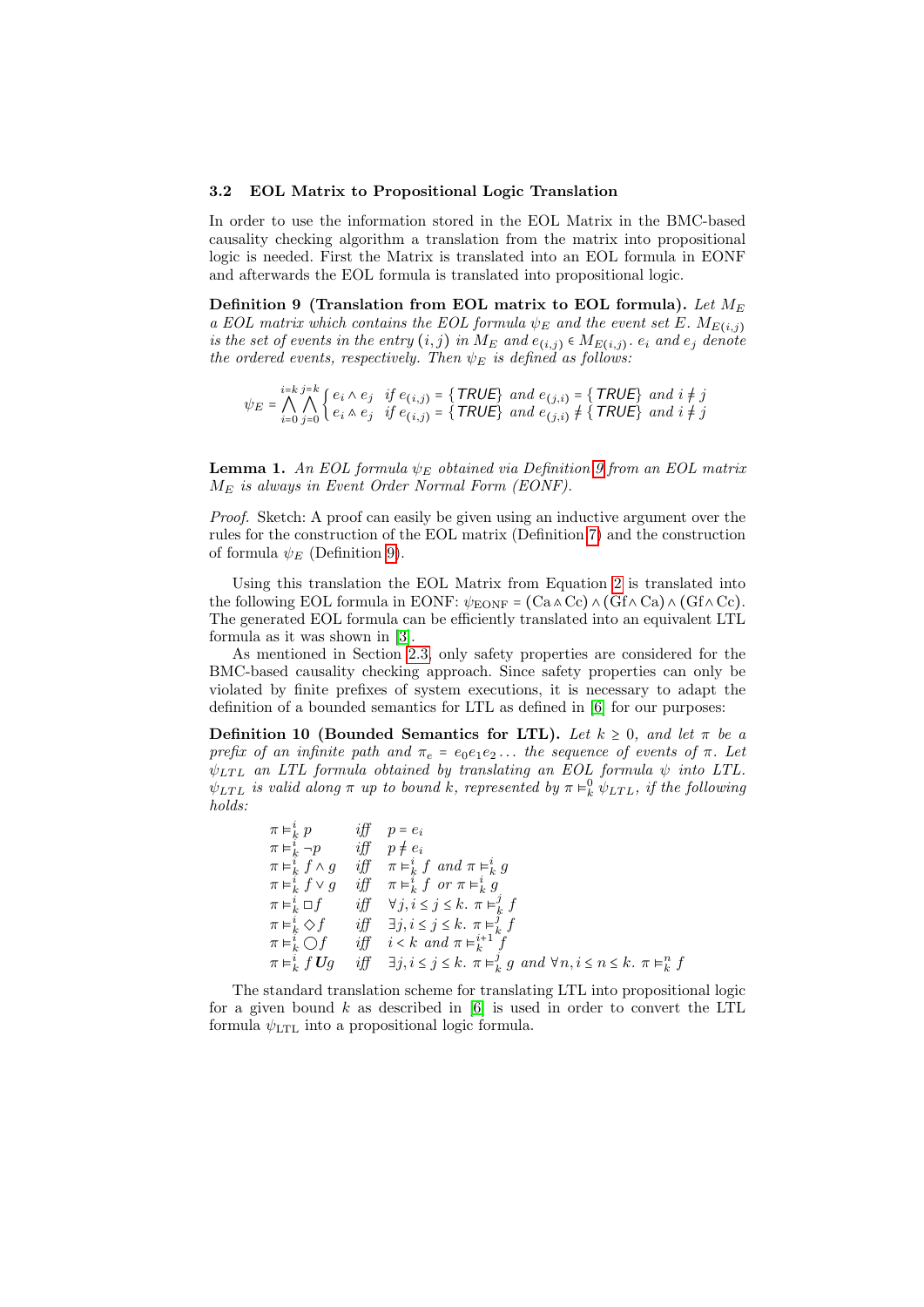### 3.2 EOL Matrix to Propositional Logic Translation

In order to use the information stored in the EOL Matrix in the BMC-based causality checking algorithm a translation from the matrix into propositional logic is needed. First the Matrix is translated into an EOL formula in EONF and afterwards the EOL formula is translated into propositional logic.

**Definition 9 (Translation from EOL matrix to EOL formula).** *Let $M_E$ a EOL matrix which contains the EOL formula $\psi_E$ and the event set $E$. $M_{E(i,j)}$ is the set of events in the entry $(i,j)$ in $M_E$ and $e_{(i,j)} \in M_{E(i,j)}$. $e_i$ and $e_j$ denote the ordered events, respectively. Then $\psi_E$ is defined as follows:*

$$\psi_E = \bigwedge_{i=0}^{i=k} \bigwedge_{j=0}^{j=k} \begin{cases} e_i \wedge e_j & \text{if } e_{(i,j)} = \{\mathit{TRUE}\} \text{ and } e_{(j,i)} = \{\mathit{TRUE}\} \text{ and } i \neq j \\ e_i \mathrel{\dot\wedge} e_j & \text{if } e_{(i,j)} = \{\mathit{TRUE}\} \text{ and } e_{(j,i)} \neq \{\mathit{TRUE}\} \text{ and } i \neq j \end{cases}$$

**Lemma 1.** *An EOL formula $\psi_E$ obtained via Definition 9 from an EOL matrix $M_E$ is always in Event Order Normal Form (EONF).*

*Proof.* Sketch: A proof can easily be given using an inductive argument over the rules for the construction of the EOL matrix (Definition 7) and the construction of formula $\psi_E$ (Definition 9).

Using this translation the EOL Matrix from Equation 2 is translated into the following EOL formula in EONF: $\psi_{\text{EONF}} = (\text{Ca} \mathrel{\dot\wedge} \text{Cc}) \wedge (\text{Gf} \wedge \text{Ca}) \wedge (\text{Gf} \wedge \text{Cc})$. The generated EOL formula can be efficiently translated into an equivalent LTL formula as it was shown in [3].

As mentioned in Section 2.3, only safety properties are considered for the BMC-based causality checking approach. Since safety properties can only be violated by finite prefixes of system executions, it is necessary to adapt the definition of a bounded semantics for LTL as defined in [6] for our purposes:

**Definition 10 (Bounded Semantics for LTL).** *Let $k \geq 0$, and let $\pi$ be a prefix of an infinite path and $\pi_e = e_0 e_1 e_2 \ldots$ the sequence of events of $\pi$. Let $\psi_{LTL}$ an LTL formula obtained by translating an EOL formula $\psi$ into LTL. $\psi_{LTL}$ is valid along $\pi$ up to bound $k$, represented by $\pi \models_k^0 \psi_{LTL}$, if the following holds:*

$$\begin{array}{lll}
\pi \models_k^i p & \text{iff} & p = e_i \\
\pi \models_k^i \neg p & \text{iff} & p \neq e_i \\
\pi \models_k^i f \wedge g & \text{iff} & \pi \models_k^i f \text{ and } \pi \models_k^i g \\
\pi \models_k^i f \vee g & \text{iff} & \pi \models_k^i f \text{ or } \pi \models_k^i g \\
\pi \models_k^i \Box f & \text{iff} & \forall j, i \leq j \leq k.\ \pi \models_k^j f \\
\pi \models_k^i \Diamond f & \text{iff} & \exists j, i \leq j \leq k.\ \pi \models_k^j f \\
\pi \models_k^i \bigcirc f & \text{iff} & i < k \text{ and } \pi \models_k^{i+1} f \\
\pi \models_k^i f\,\boldsymbol{U} g & \text{iff} & \exists j, i \leq j \leq k.\ \pi \models_k^j g \text{ and } \forall n, i \leq n \leq k.\ \pi \models_k^n f
\end{array}$$

The standard translation scheme for translating LTL into propositional logic for a given bound $k$ as described in [6] is used in order to convert the LTL formula $\psi_{\text{LTL}}$ into a propositional logic formula.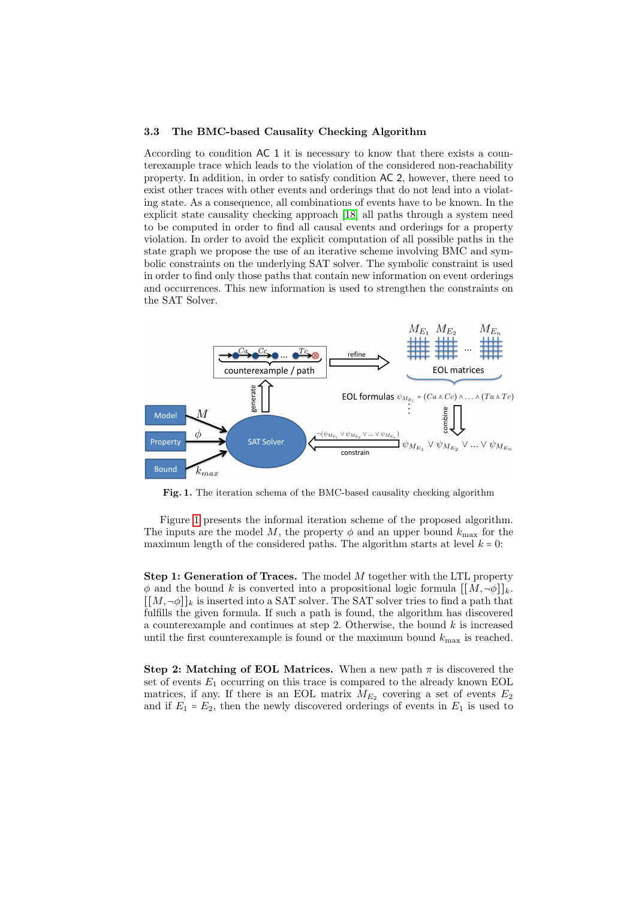### 3.3 The BMC-based Causality Checking Algorithm

According to condition AC 1 it is necessary to know that there exists a counterexample trace which leads to the violation of the considered non-reachability property. In addition, in order to satisfy condition AC 2, however, there need to exist other traces with other events and orderings that do not lead into a violating state. As a consequence, all combinations of events have to be known. In the explicit state causality checking approach [18] all paths through a system need to be computed in order to find all causal events and orderings for a property violation. In order to avoid the explicit computation of all possible paths in the state graph we propose the use of an iterative scheme involving BMC and symbolic constraints on the underlying SAT solver. The symbolic constraint is used in order to find only those paths that contain new information on event orderings and occurrences. This new information is used to strengthen the constraints on the SAT Solver.

**Fig. 1.** The iteration schema of the BMC-based causality checking algorithm

Figure 1 presents the informal iteration scheme of the proposed algorithm. The inputs are the model $M$, the property $\phi$ and an upper bound $k_{\max}$ for the maximum length of the considered paths. The algorithm starts at level $k = 0$:

**Step 1: Generation of Traces.** The model $M$ together with the LTL property $\phi$ and the bound $k$ is converted into a propositional logic formula $[[M, \neg\phi]]_k$. $[[M, \neg\phi]]_k$ is inserted into a SAT solver. The SAT solver tries to find a path that fulfills the given formula. If such a path is found, the algorithm has discovered a counterexample and continues at step 2. Otherwise, the bound $k$ is increased until the first counterexample is found or the maximum bound $k_{\max}$ is reached.

**Step 2: Matching of EOL Matrices.** When a new path $\pi$ is discovered the set of events $E_1$ occurring on this trace is compared to the already known EOL matrices, if any. If there is an EOL matrix $M_{E_2}$ covering a set of events $E_2$ and if $E_1 = E_2$, then the newly discovered orderings of events in $E_1$ is used to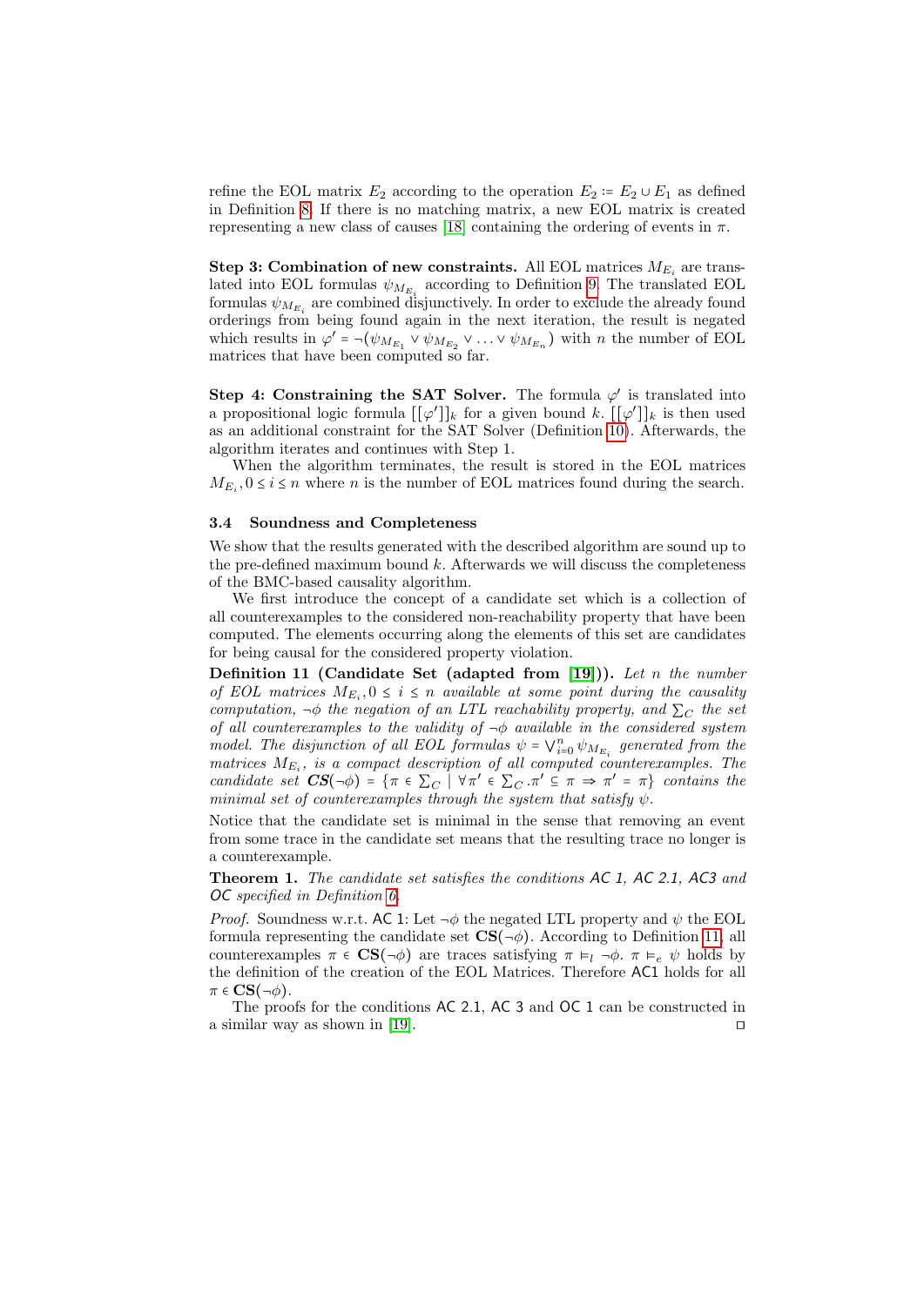refine the EOL matrix $E_2$ according to the operation $E_2 := E_2 \cup E_1$ as defined in Definition 8. If there is no matching matrix, a new EOL matrix is created representing a new class of causes [18] containing the ordering of events in $\pi$.

**Step 3: Combination of new constraints.** All EOL matrices $M_{E_i}$ are translated into EOL formulas $\psi_{M_{E_i}}$ according to Definition 9. The translated EOL formulas $\psi_{M_{E_i}}$ are combined disjunctively. In order to exclude the already found orderings from being found again in the next iteration, the result is negated which results in $\varphi' = \neg(\psi_{M_{E_1}} \vee \psi_{M_{E_2}} \vee \ldots \vee \psi_{M_{E_n}})$ with $n$ the number of EOL matrices that have been computed so far.

**Step 4: Constraining the SAT Solver.** The formula $\varphi'$ is translated into a propositional logic formula $[[\varphi']]_k$ for a given bound $k$. $[[\varphi']]_k$ is then used as an additional constraint for the SAT Solver (Definition 10). Afterwards, the algorithm iterates and continues with Step 1.

When the algorithm terminates, the result is stored in the EOL matrices $M_{E_i}, 0 \leq i \leq n$ where $n$ is the number of EOL matrices found during the search.

### 3.4 Soundness and Completeness

We show that the results generated with the described algorithm are sound up to the pre-defined maximum bound $k$. Afterwards we will discuss the completeness of the BMC-based causality algorithm.

We first introduce the concept of a candidate set which is a collection of all counterexamples to the considered non-reachability property that have been computed. The elements occurring along the elements of this set are candidates for being causal for the considered property violation.

**Definition 11 (Candidate Set (adapted from [19])).** *Let $n$ the number of EOL matrices $M_{E_i}, 0 \leq i \leq n$ available at some point during the causality computation, $\neg\phi$ the negation of an LTL reachability property, and $\sum_C$ the set of all counterexamples to the validity of $\neg\phi$ available in the considered system model. The disjunction of all EOL formulas $\psi = \bigvee_{i=0}^{n} \psi_{M_{E_i}}$ generated from the matrices $M_{E_i}$, is a compact description of all computed counterexamples. The candidate set $\boldsymbol{CS}(\neg\phi) = \{\pi \in \sum_C \mid \forall \pi' \in \sum_C . \pi' \subseteq \pi \Rightarrow \pi' = \pi\}$ contains the minimal set of counterexamples through the system that satisfy $\psi$.*

Notice that the candidate set is minimal in the sense that removing an event from some trace in the candidate set means that the resulting trace no longer is a counterexample.

**Theorem 1.** *The candidate set satisfies the conditions AC 1, AC 2.1, AC3 and OC specified in Definition 6.*

*Proof.* Soundness w.r.t. AC 1: Let $\neg\phi$ the negated LTL property and $\psi$ the EOL formula representing the candidate set $\mathbf{CS}(\neg\phi)$. According to Definition 11, all counterexamples $\pi \in \mathbf{CS}(\neg\phi)$ are traces satisfying $\pi \vDash_l \neg\phi$. $\pi \vDash_e \psi$ holds by the definition of the creation of the EOL Matrices. Therefore AC1 holds for all $\pi \in \mathbf{CS}(\neg\phi)$.

The proofs for the conditions AC 2.1, AC 3 and OC 1 can be constructed in a similar way as shown in [19]. □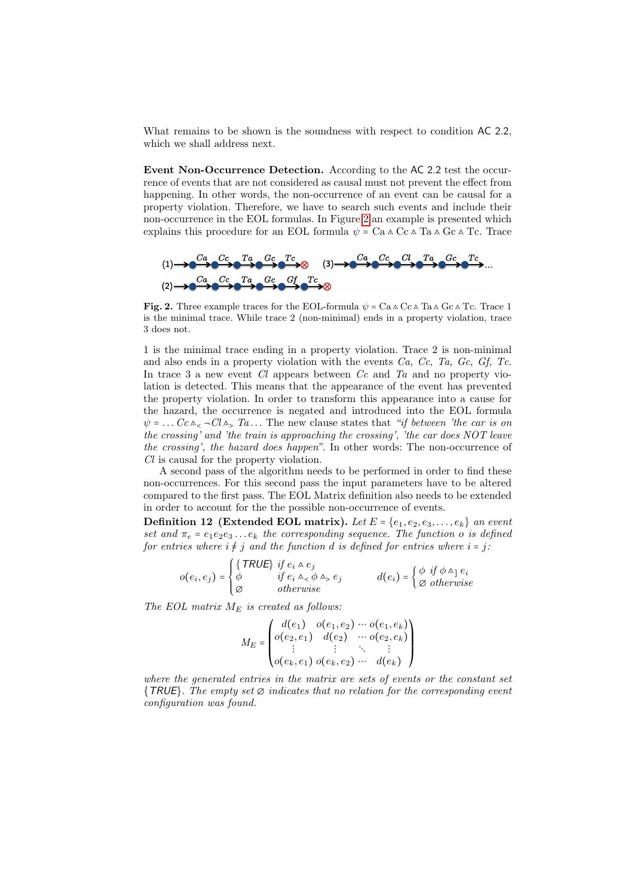What remains to be shown is the soundness with respect to condition AC 2.2, which we shall address next.

**Event Non-Occurrence Detection.** According to the AC 2.2 test the occurrence of events that are not considered as causal must not prevent the effect from happening. In other words, the non-occurrence of an event can be causal for a property violation. Therefore, we have to search such events and include their non-occurrence in the EOL formulas. In Figure 2 an example is presented which explains this procedure for an EOL formula $\psi = \text{Ca} \wedge \text{Cc} \wedge \text{Ta} \wedge \text{Gc} \wedge \text{Tc}$. Trace 1 is the minimal trace ending in a property violation. Trace 2 is non-minimal and also ends in a property violation with the events *Ca, Cc, Ta, Gc, Gf, Tc*. In trace 3 a new event *Cl* appears between *Cc* and *Ta* and no property violation is detected. This means that the appearance of the event has prevented the property violation. In order to transform this appearance into a cause for the hazard, the occurrence is negated and introduced into the EOL formula $\psi = \ldots Cc \wedge_{<} \neg Cl \wedge_{>} Ta \ldots$ The new clause states that *"if between 'the car is on the crossing' and 'the train is approaching the crossing', 'the car does NOT leave the crossing', the hazard does happen"*. In other words: The non-occurrence of *Cl* is causal for the property violation.

**Fig. 2.** Three example traces for the EOL-formula $\psi = \text{Ca} \wedge \text{Cc} \wedge \text{Ta} \wedge \text{Gc} \wedge \text{Tc}$. Trace 1 is the minimal trace. While trace 2 (non-minimal) ends in a property violation, trace 3 does not.

A second pass of the algorithm needs to be performed in order to find these non-occurrences. For this second pass the input parameters have to be altered compared to the first pass. The EOL Matrix definition also needs to be extended in order to account for the the possible non-occurrence of events.

**Definition 12 (Extended EOL matrix).** *Let $E = \{e_1, e_2, e_3, \ldots, e_k\}$ an event set and $\pi_e = e_1 e_2 e_3 \ldots e_k$ the corresponding sequence. The function $o$ is defined for entries where $i \neq j$ and the function $d$ is defined for entries where $i = j$:*

$$o(e_i, e_j) = \begin{cases} \{\mathit{TRUE}\} & \text{if } e_i \wedge e_j \\ \phi & \text{if } e_i \wedge_{<} \phi \wedge_{>} e_j \\ \varnothing & \text{otherwise} \end{cases} \qquad d(e_i) = \begin{cases} \phi & \text{if } \phi \wedge_{]} e_i \\ \varnothing & \text{otherwise} \end{cases}$$

*The EOL matrix $M_E$ is created as follows:*

$$M_E = \begin{pmatrix} d(e_1) & o(e_1, e_2) & \cdots & o(e_1, e_k) \\ o(e_2, e_1) & d(e_2) & \cdots & o(e_2, e_k) \\ \vdots & \vdots & \ddots & \vdots \\ o(e_k, e_1) & o(e_k, e_2) & \cdots & d(e_k) \end{pmatrix}$$

*where the generated entries in the matrix are sets of events or the constant set $\{\mathit{TRUE}\}$. The empty set $\varnothing$ indicates that no relation for the corresponding event configuration was found.*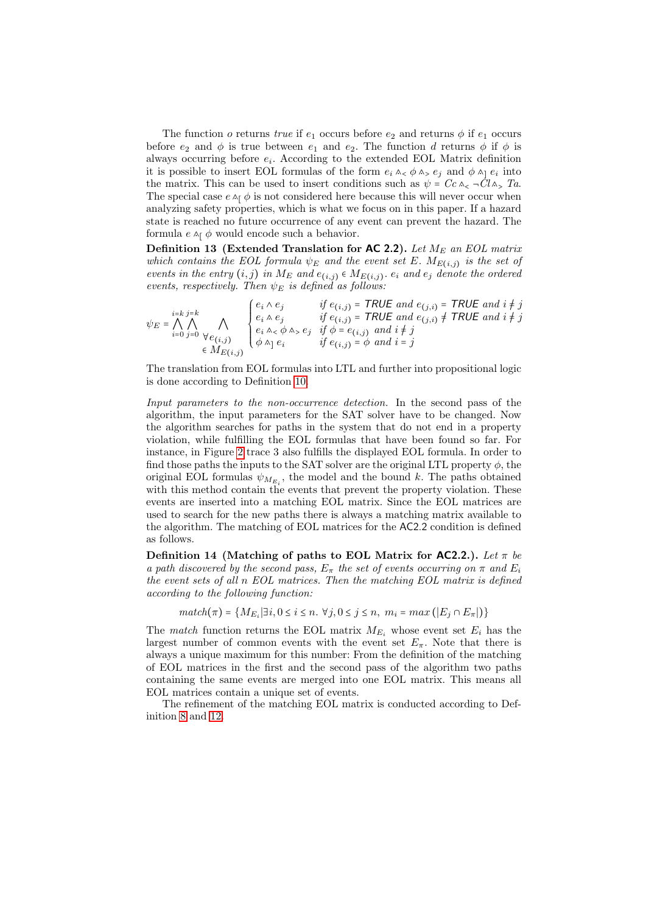The function $o$ returns *true* if $e_1$ occurs before $e_2$ and returns $\phi$ if $e_1$ occurs before $e_2$ and $\phi$ is true between $e_1$ and $e_2$. The function $d$ returns $\phi$ if $\phi$ is always occurring before $e_i$. According to the extended EOL Matrix definition it is possible to insert EOL formulas of the form $e_i \wedge_< \phi \wedge_> e_j$ and $\phi \wedge_] e_i$ into the matrix. This can be used to insert conditions such as $\psi = Cc \wedge_< \neg Cl \wedge_> Ta$. The special case $e \wedge_[ \phi$ is not considered here because this will never occur when analyzing safety properties, which is what we focus on in this paper. If a hazard state is reached no future occurrence of any event can prevent the hazard. The formula $e \wedge_[ \phi$ would encode such a behavior.

**Definition 13 (Extended Translation for AC 2.2).** *Let $M_E$ an EOL matrix which contains the EOL formula $\psi_E$ and the event set $E$. $M_{E(i,j)}$ is the set of events in the entry $(i,j)$ in $M_E$ and $e_{(i,j)} \in M_{E(i,j)}$. $e_i$ and $e_j$ denote the ordered events, respectively. Then $\psi_E$ is defined as follows:*

$$\psi_E = \bigwedge_{i=0}^{i=k} \bigwedge_{j=0}^{j=k} \bigwedge_{\substack{\forall e_{(i,j)} \\ \in M_{E(i,j)}}} \begin{cases} e_i \wedge e_j & \text{if } e_{(i,j)} = \mathsf{TRUE} \text{ and } e_{(j,i)} = \mathsf{TRUE} \text{ and } i \neq j \\ e_i \wedge e_j & \text{if } e_{(i,j)} = \mathsf{TRUE} \text{ and } e_{(j,i)} \neq \mathsf{TRUE} \text{ and } i \neq j \\ e_i \wedge_< \phi \wedge_> e_j & \text{if } \phi = e_{(i,j)} \text{ and } i \neq j \\ \phi \wedge_] e_i & \text{if } e_{(i,j)} = \phi \text{ and } i = j \end{cases}$$

The translation from EOL formulas into LTL and further into propositional logic is done according to Definition 10.

*Input parameters to the non-occurrence detection.* In the second pass of the algorithm, the input parameters for the SAT solver have to be changed. Now the algorithm searches for paths in the system that do not end in a property violation, while fulfilling the EOL formulas that have been found so far. For instance, in Figure 2 trace 3 also fulfills the displayed EOL formula. In order to find those paths the inputs to the SAT solver are the original LTL property $\phi$, the original EOL formulas $\psi_{M_{E_i}}$, the model and the bound $k$. The paths obtained with this method contain the events that prevent the property violation. These events are inserted into a matching EOL matrix. Since the EOL matrices are used to search for the new paths there is always a matching matrix available to the algorithm. The matching of EOL matrices for the AC2.2 condition is defined as follows.

**Definition 14 (Matching of paths to EOL Matrix for AC2.2.).** *Let $\pi$ be a path discovered by the second pass, $E_\pi$ the set of events occurring on $\pi$ and $E_i$ the event sets of all $n$ EOL matrices. Then the matching EOL matrix is defined according to the following function:*

$$match(\pi) = \{M_{E_i} | \exists i, 0 \leq i \leq n.\ \forall j, 0 \leq j \leq n,\ m_i = max\left(|E_j \cap E_\pi|\right)\}$$

The *match* function returns the EOL matrix $M_{E_i}$ whose event set $E_i$ has the largest number of common events with the event set $E_\pi$. Note that there is always a unique maximum for this number: From the definition of the matching of EOL matrices in the first and the second pass of the algorithm two paths containing the same events are merged into one EOL matrix. This means all EOL matrices contain a unique set of events.

The refinement of the matching EOL matrix is conducted according to Definition 8 and 12.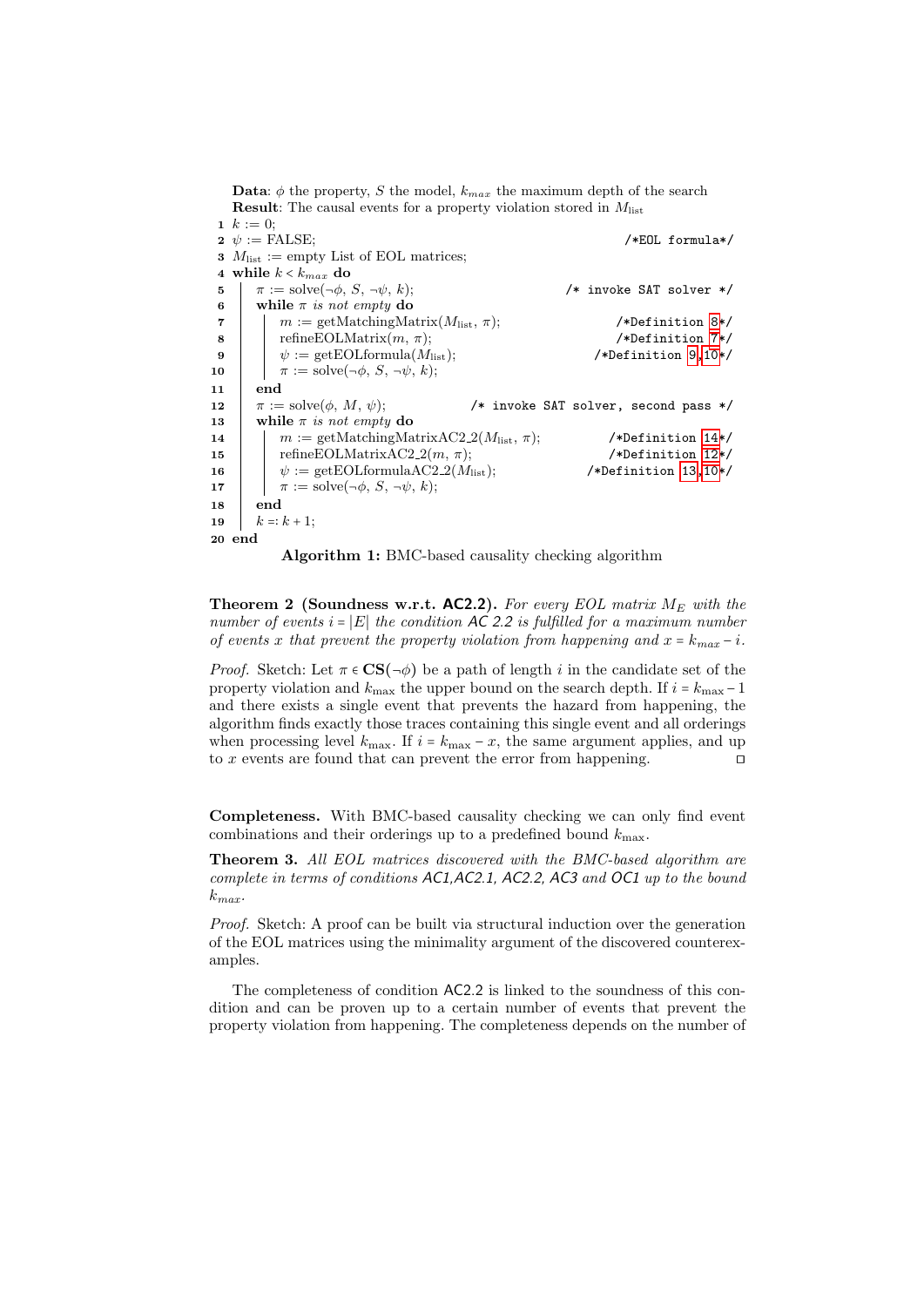**Data**: $\phi$ the property, $S$ the model, $k_{max}$ the maximum depth of the search
**Result**: The causal events for a property violation stored in $M_{\text{list}}$

```
1  k := 0;
2  ψ := FALSE;                                                  /*EOL formula*/
3  M_list := empty List of EOL matrices;
4  while k < k_max do
5  |   π := solve(¬φ, S, ¬ψ, k);                              /* invoke SAT solver */
6  |   while π is not empty do
7  |   |   m := getMatchingMatrix(M_list, π);                     /*Definition 8*/
8  |   |   refineEOLMatrix(m, π);                                 /*Definition 7*/
9  |   |   ψ := getEOLformula(M_list);                           /*Definition 9,10*/
10 |   |   π := solve(¬φ, S, ¬ψ, k);
11 |   end
12 |   π := solve(φ, M, ψ);                      /* invoke SAT solver, second pass */
13 |   while π is not empty do
14 |   |   m := getMatchingMatrixAC2_2(M_list, π);               /*Definition 14*/
15 |   |   refineEOLMatrixAC2_2(m, π);                           /*Definition 12*/
16 |   |   ψ := getEOLformulaAC2_2(M_list);                     /*Definition 13,10*/
17 |   |   π := solve(¬φ, S, ¬ψ, k);
18 |   end
19 |   k =: k + 1;
20 end
```

**Algorithm 1:** BMC-based causality checking algorithm

**Theorem 2 (Soundness w.r.t. AC2.2).** *For every EOL matrix $M_E$ with the number of events $i = |E|$ the condition AC 2.2 is fulfilled for a maximum number of events $x$ that prevent the property violation from happening and $x = k_{max} - i$.*

*Proof.* Sketch: Let $\pi \in \mathbf{CS}(\neg\phi)$ be a path of length $i$ in the candidate set of the property violation and $k_{\text{max}}$ the upper bound on the search depth. If $i = k_{\text{max}} - 1$ and there exists a single event that prevents the hazard from happening, the algorithm finds exactly those traces containing this single event and all orderings when processing level $k_{\text{max}}$. If $i = k_{\text{max}} - x$, the same argument applies, and up to $x$ events are found that can prevent the error from happening. □

**Completeness.** With BMC-based causality checking we can only find event combinations and their orderings up to a predefined bound $k_{\text{max}}$.

**Theorem 3.** *All EOL matrices discovered with the BMC-based algorithm are complete in terms of conditions AC1,AC2.1, AC2.2, AC3 and OC1 up to the bound $k_{max}$.*

*Proof.* Sketch: A proof can be built via structural induction over the generation of the EOL matrices using the minimality argument of the discovered counterexamples.

The completeness of condition AC2.2 is linked to the soundness of this condition and can be proven up to a certain number of events that prevent the property violation from happening. The completeness depends on the number of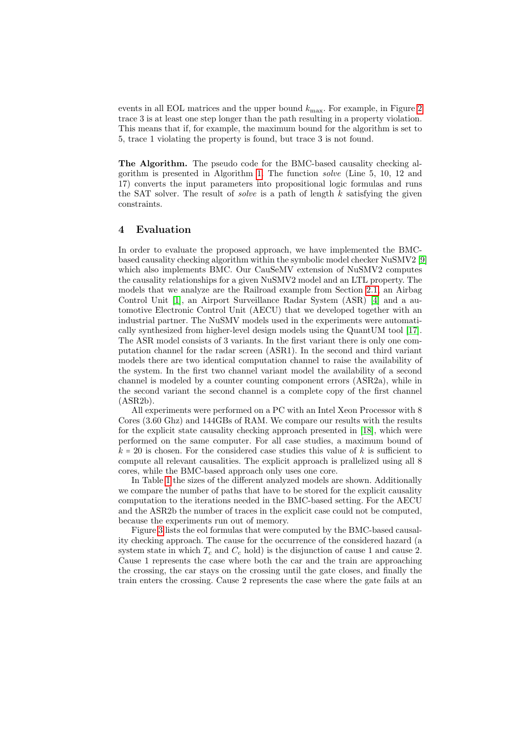events in all EOL matrices and the upper bound $k_{\max}$. For example, in Figure 2 trace 3 is at least one step longer than the path resulting in a property violation. This means that if, for example, the maximum bound for the algorithm is set to 5, trace 1 violating the property is found, but trace 3 is not found.

**The Algorithm.** The pseudo code for the BMC-based causality checking algorithm is presented in Algorithm 1. The function *solve* (Line 5, 10, 12 and 17) converts the input parameters into propositional logic formulas and runs the SAT solver. The result of *solve* is a path of length $k$ satisfying the given constraints.

## 4 Evaluation

In order to evaluate the proposed approach, we have implemented the BMC-based causality checking algorithm within the symbolic model checker NuSMV2 [9] which also implements BMC. Our CauSeMV extension of NuSMV2 computes the causality relationships for a given NuSMV2 model and an LTL property. The models that we analyze are the Railroad example from Section 2.1, an Airbag Control Unit [1], an Airport Surveillance Radar System (ASR) [4] and a automotive Electronic Control Unit (AECU) that we developed together with an industrial partner. The NuSMV models used in the experiments were automatically synthesized from higher-level design models using the QuantUM tool [17]. The ASR model consists of 3 variants. In the first variant there is only one computation channel for the radar screen (ASR1). In the second and third variant models there are two identical computation channel to raise the availability of the system. In the first two channel variant model the availability of a second channel is modeled by a counter counting component errors (ASR2a), while in the second variant the second channel is a complete copy of the first channel (ASR2b).

All experiments were performed on a PC with an Intel Xeon Processor with 8 Cores (3.60 Ghz) and 144GBs of RAM. We compare our results with the results for the explicit state causality checking approach presented in [18], which were performed on the same computer. For all case studies, a maximum bound of $k = 20$ is chosen. For the considered case studies this value of $k$ is sufficient to compute all relevant causalities. The explicit approach is prallelized using all 8 cores, while the BMC-based approach only uses one core.

In Table 1 the sizes of the different analyzed models are shown. Additionally we compare the number of paths that have to be stored for the explicit causality computation to the iterations needed in the BMC-based setting. For the AECU and the ASR2b the number of traces in the explicit case could not be computed, because the experiments run out of memory.

Figure 3 lists the eol formulas that were computed by the BMC-based causality checking approach. The cause for the occurrence of the considered hazard (a system state in which $T_c$ and $C_c$ hold) is the disjunction of cause 1 and cause 2. Cause 1 represents the case where both the car and the train are approaching the crossing, the car stays on the crossing until the gate closes, and finally the train enters the crossing. Cause 2 represents the case where the gate fails at an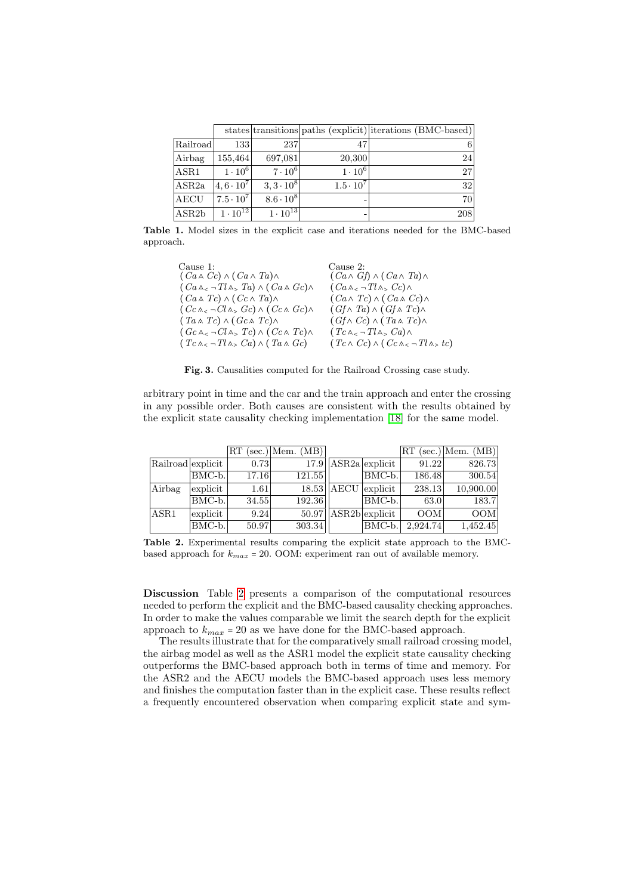| | states | transitions | paths (explicit) | iterations (BMC-based) |
|---|---|---|---|---|
| Railroad | 133 | 237 | 47 | 6 |
| Airbag | 155,464 | 697,081 | 20,300 | 24 |
| ASR1 | $1 \cdot 10^6$ | $7 \cdot 10^6$ | $1 \cdot 10^6$ | 27 |
| ASR2a | $4,6 \cdot 10^7$ | $3,3 \cdot 10^8$ | $1.5 \cdot 10^7$ | 32 |
| AECU | $7.5 \cdot 10^7$ | $8.6 \cdot 10^8$ | - | 70 |
| ASR2b | $1 \cdot 10^{12}$ | $1 \cdot 10^{13}$ | - | 208 |

**Table 1.** Model sizes in the explicit case and iterations needed for the BMC-based approach.

Cause 1:
$(Ca \wedge\!\!\!\!\wedge Cc) \wedge (Ca \wedge Ta) \wedge$
$(Ca \wedge\!\!\!\!\wedge_< \neg Tl \wedge\!\!\!\!\wedge_> Ta) \wedge (Ca \wedge\!\!\!\!\wedge Gc) \wedge$
$(Ca \wedge Tc) \wedge (Cc \wedge Ta) \wedge$
$(Cc \wedge\!\!\!\!\wedge_< \neg Cl \wedge\!\!\!\!\wedge_> Gc) \wedge (Cc \wedge\!\!\!\!\wedge Gc) \wedge$
$(Ta \wedge\!\!\!\!\wedge Tc) \wedge (Gc \wedge\!\!\!\!\wedge Tc) \wedge$
$(Gc \wedge\!\!\!\!\wedge_< \neg Cl \wedge\!\!\!\!\wedge_> Tc) \wedge (Cc \wedge\!\!\!\!\wedge Tc) \wedge$
$(Tc \wedge\!\!\!\!\wedge_< \neg Tl \wedge\!\!\!\!\wedge_> Ca) \wedge (Ta \wedge\!\!\!\!\wedge Gc)$

Cause 2:
$(Ca \wedge Gf) \wedge (Ca \wedge Ta) \wedge$
$(Ca \wedge\!\!\!\!\wedge_< \neg Tl \wedge\!\!\!\!\wedge_> Cc) \wedge$
$(Ca \wedge Tc) \wedge (Ca \wedge\!\!\!\!\wedge Cc) \wedge$
$(Gf \wedge Ta) \wedge (Gf \wedge\!\!\!\!\wedge Tc) \wedge$
$(Gf \wedge Cc) \wedge (Ta \wedge\!\!\!\!\wedge Tc) \wedge$
$(Tc \wedge\!\!\!\!\wedge_< \neg Tl \wedge\!\!\!\!\wedge_> Ca) \wedge$
$(Tc \wedge Cc) \wedge (Cc \wedge\!\!\!\!\wedge_< \neg Tl \wedge\!\!\!\!\wedge_> tc)$

**Fig. 3.** Causalities computed for the Railroad Crossing case study.

arbitrary point in time and the car and the train approach and enter the crossing in any possible order. Both causes are consistent with the results obtained by the explicit state causality checking implementation [18] for the same model.

| | | RT (sec.) | Mem. (MB) | | | RT (sec.) | Mem. (MB) |
|---|---|---|---|---|---|---|---|
| Railroad | explicit | 0.73 | 17.9 | ASR2a | explicit | 91.22 | 826.73 |
| | BMC-b. | 17.16 | 121.55 | | BMC-b. | 186.48 | 300.54 |
| Airbag | explicit | 1.61 | 18.53 | AECU | explicit | 238.13 | 10,900.00 |
| | BMC-b. | 34.55 | 192.36 | | BMC-b. | 63.0 | 183.7 |
| ASR1 | explicit | 9.24 | 50.97 | ASR2b | explicit | OOM | OOM |
| | BMC-b. | 50.97 | 303.34 | | BMC-b. | 2,924.74 | 1,452.45 |

**Table 2.** Experimental results comparing the explicit state approach to the BMC-based approach for $k_{max} = 20$. OOM: experiment ran out of available memory.

**Discussion** Table 2 presents a comparison of the computational resources needed to perform the explicit and the BMC-based causality checking approaches. In order to make the values comparable we limit the search depth for the explicit approach to $k_{max} = 20$ as we have done for the BMC-based approach.

The results illustrate that for the comparatively small railroad crossing model, the airbag model as well as the ASR1 model the explicit state causality checking outperforms the BMC-based approach both in terms of time and memory. For the ASR2 and the AECU models the BMC-based approach uses less memory and finishes the computation faster than in the explicit case. These results reflect a frequently encountered observation when comparing explicit state and sym-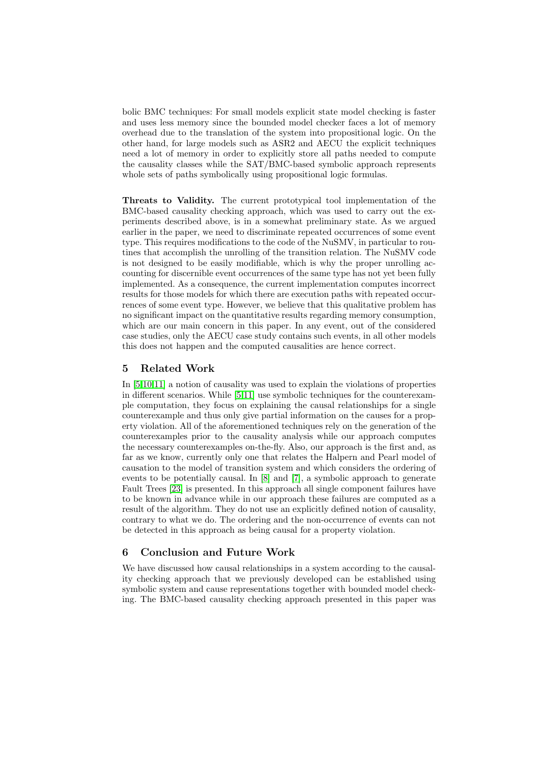bolic BMC techniques: For small models explicit state model checking is faster and uses less memory since the bounded model checker faces a lot of memory overhead due to the translation of the system into propositional logic. On the other hand, for large models such as ASR2 and AECU the explicit techniques need a lot of memory in order to explicitly store all paths needed to compute the causality classes while the SAT/BMC-based symbolic approach represents whole sets of paths symbolically using propositional logic formulas.

**Threats to Validity.** The current prototypical tool implementation of the BMC-based causality checking approach, which was used to carry out the experiments described above, is in a somewhat preliminary state. As we argued earlier in the paper, we need to discriminate repeated occurrences of some event type. This requires modifications to the code of the NuSMV, in particular to routines that accomplish the unrolling of the transition relation. The NuSMV code is not designed to be easily modifiable, which is why the proper unrolling accounting for discernible event occurrences of the same type has not yet been fully implemented. As a consequence, the current implementation computes incorrect results for those models for which there are execution paths with repeated occurrences of some event type. However, we believe that this qualitative problem has no significant impact on the quantitative results regarding memory consumption, which are our main concern in this paper. In any event, out of the considered case studies, only the AECU case study contains such events, in all other models this does not happen and the computed causalities are hence correct.

## 5 Related Work

In [5,10,11] a notion of causality was used to explain the violations of properties in different scenarios. While [5,11] use symbolic techniques for the counterexample computation, they focus on explaining the causal relationships for a single counterexample and thus only give partial information on the causes for a property violation. All of the aforementioned techniques rely on the generation of the counterexamples prior to the causality analysis while our approach computes the necessary counterexamples on-the-fly. Also, our approach is the first and, as far as we know, currently only one that relates the Halpern and Pearl model of causation to the model of transition system and which considers the ordering of events to be potentially causal. In [8] and [7], a symbolic approach to generate Fault Trees [23] is presented. In this approach all single component failures have to be known in advance while in our approach these failures are computed as a result of the algorithm. They do not use an explicitly defined notion of causality, contrary to what we do. The ordering and the non-occurrence of events can not be detected in this approach as being causal for a property violation.

## 6 Conclusion and Future Work

We have discussed how causal relationships in a system according to the causality checking approach that we previously developed can be established using symbolic system and cause representations together with bounded model checking. The BMC-based causality checking approach presented in this paper was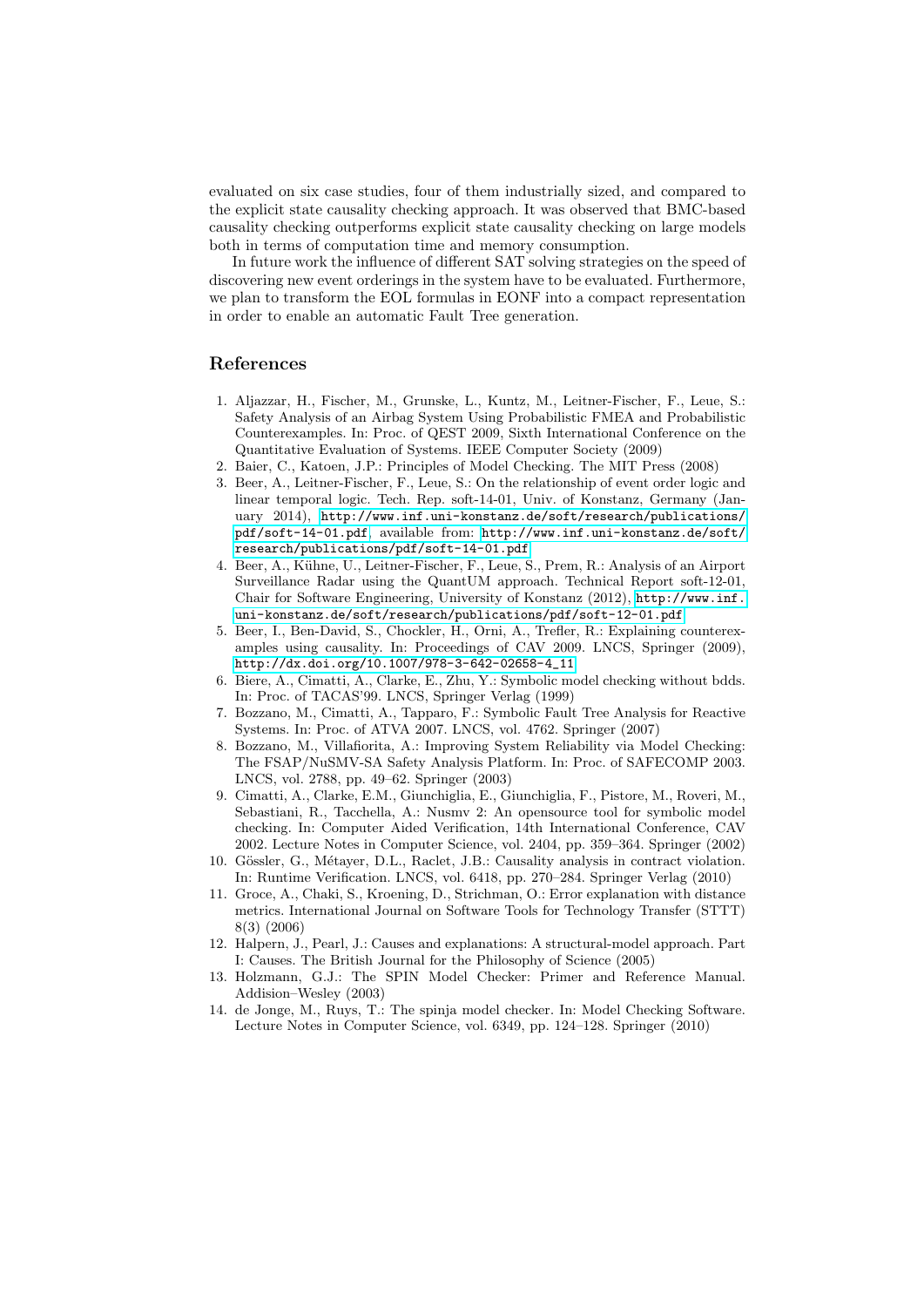evaluated on six case studies, four of them industrially sized, and compared to the explicit state causality checking approach. It was observed that BMC-based causality checking outperforms explicit state causality checking on large models both in terms of computation time and memory consumption.

In future work the influence of different SAT solving strategies on the speed of discovering new event orderings in the system have to be evaluated. Furthermore, we plan to transform the EOL formulas in EONF into a compact representation in order to enable an automatic Fault Tree generation.

## References

1. Aljazzar, H., Fischer, M., Grunske, L., Kuntz, M., Leitner-Fischer, F., Leue, S.: Safety Analysis of an Airbag System Using Probabilistic FMEA and Probabilistic Counterexamples. In: Proc. of QEST 2009, Sixth International Conference on the Quantitative Evaluation of Systems. IEEE Computer Society (2009)
2. Baier, C., Katoen, J.P.: Principles of Model Checking. The MIT Press (2008)
3. Beer, A., Leitner-Fischer, F., Leue, S.: On the relationship of event order logic and linear temporal logic. Tech. Rep. soft-14-01, Univ. of Konstanz, Germany (January 2014), `http://www.inf.uni-konstanz.de/soft/research/publications/pdf/soft-14-01.pdf`, available from: `http://www.inf.uni-konstanz.de/soft/research/publications/pdf/soft-14-01.pdf`
4. Beer, A., Kühne, U., Leitner-Fischer, F., Leue, S., Prem, R.: Analysis of an Airport Surveillance Radar using the QuantUM approach. Technical Report soft-12-01, Chair for Software Engineering, University of Konstanz (2012), `http://www.inf.uni-konstanz.de/soft/research/publications/pdf/soft-12-01.pdf`
5. Beer, I., Ben-David, S., Chockler, H., Orni, A., Trefler, R.: Explaining counterexamples using causality. In: Proceedings of CAV 2009. LNCS, Springer (2009), `http://dx.doi.org/10.1007/978-3-642-02658-4_11`
6. Biere, A., Cimatti, A., Clarke, E., Zhu, Y.: Symbolic model checking without bdds. In: Proc. of TACAS'99. LNCS, Springer Verlag (1999)
7. Bozzano, M., Cimatti, A., Tapparo, F.: Symbolic Fault Tree Analysis for Reactive Systems. In: Proc. of ATVA 2007. LNCS, vol. 4762. Springer (2007)
8. Bozzano, M., Villafiorita, A.: Improving System Reliability via Model Checking: The FSAP/NuSMV-SA Safety Analysis Platform. In: Proc. of SAFECOMP 2003. LNCS, vol. 2788, pp. 49–62. Springer (2003)
9. Cimatti, A., Clarke, E.M., Giunchiglia, E., Giunchiglia, F., Pistore, M., Roveri, M., Sebastiani, R., Tacchella, A.: Nusmv 2: An opensource tool for symbolic model checking. In: Computer Aided Verification, 14th International Conference, CAV 2002. Lecture Notes in Computer Science, vol. 2404, pp. 359–364. Springer (2002)
10. Gössler, G., Métayer, D.L., Raclet, J.B.: Causality analysis in contract violation. In: Runtime Verification. LNCS, vol. 6418, pp. 270–284. Springer Verlag (2010)
11. Groce, A., Chaki, S., Kroening, D., Strichman, O.: Error explanation with distance metrics. International Journal on Software Tools for Technology Transfer (STTT) 8(3) (2006)
12. Halpern, J., Pearl, J.: Causes and explanations: A structural-model approach. Part I: Causes. The British Journal for the Philosophy of Science (2005)
13. Holzmann, G.J.: The SPIN Model Checker: Primer and Reference Manual. Addision–Wesley (2003)
14. de Jonge, M., Ruys, T.: The spinja model checker. In: Model Checking Software. Lecture Notes in Computer Science, vol. 6349, pp. 124–128. Springer (2010)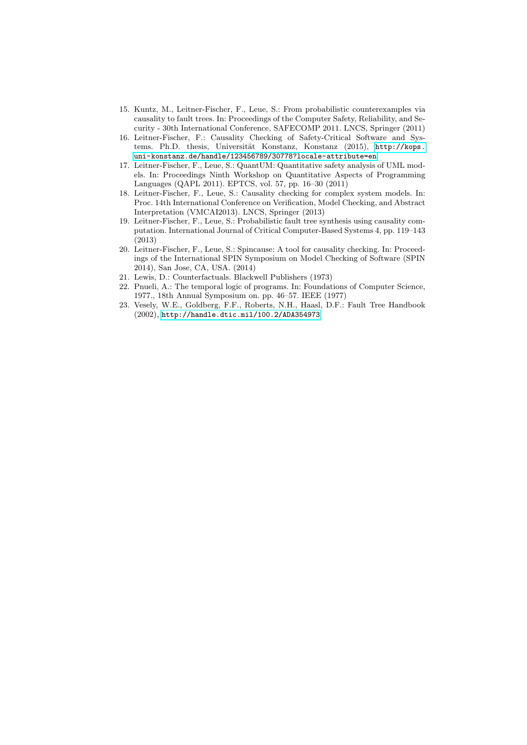15. Kuntz, M., Leitner-Fischer, F., Leue, S.: From probabilistic counterexamples via causality to fault trees. In: Proceedings of the Computer Safety, Reliability, and Security - 30th International Conference, SAFECOMP 2011. LNCS, Springer (2011)
16. Leitner-Fischer, F.: Causality Checking of Safety-Critical Software and Systems. Ph.D. thesis, Universität Konstanz, Konstanz (2015), http://kops.uni-konstanz.de/handle/123456789/30778?locale-attribute=en
17. Leitner-Fischer, F., Leue, S.: QuantUM: Quantitative safety analysis of UML models. In: Proceedings Ninth Workshop on Quantitative Aspects of Programming Languages (QAPL 2011). EPTCS, vol. 57, pp. 16–30 (2011)
18. Leitner-Fischer, F., Leue, S.: Causality checking for complex system models. In: Proc. 14th International Conference on Verification, Model Checking, and Abstract Interpretation (VMCAI2013). LNCS, Springer (2013)
19. Leitner-Fischer, F., Leue, S.: Probabilistic fault tree synthesis using causality computation. International Journal of Critical Computer-Based Systems 4, pp. 119–143 (2013)
20. Leitner-Fischer, F., Leue, S.: Spincause: A tool for causality checking. In: Proceedings of the International SPIN Symposium on Model Checking of Software (SPIN 2014), San Jose, CA, USA. (2014)
21. Lewis, D.: Counterfactuals. Blackwell Publishers (1973)
22. Pnueli, A.: The temporal logic of programs. In: Foundations of Computer Science, 1977., 18th Annual Symposium on. pp. 46–57. IEEE (1977)
23. Vesely, W.E., Goldberg, F.F., Roberts, N.H., Haasl, D.F.: Fault Tree Handbook (2002), http://handle.dtic.mil/100.2/ADA354973